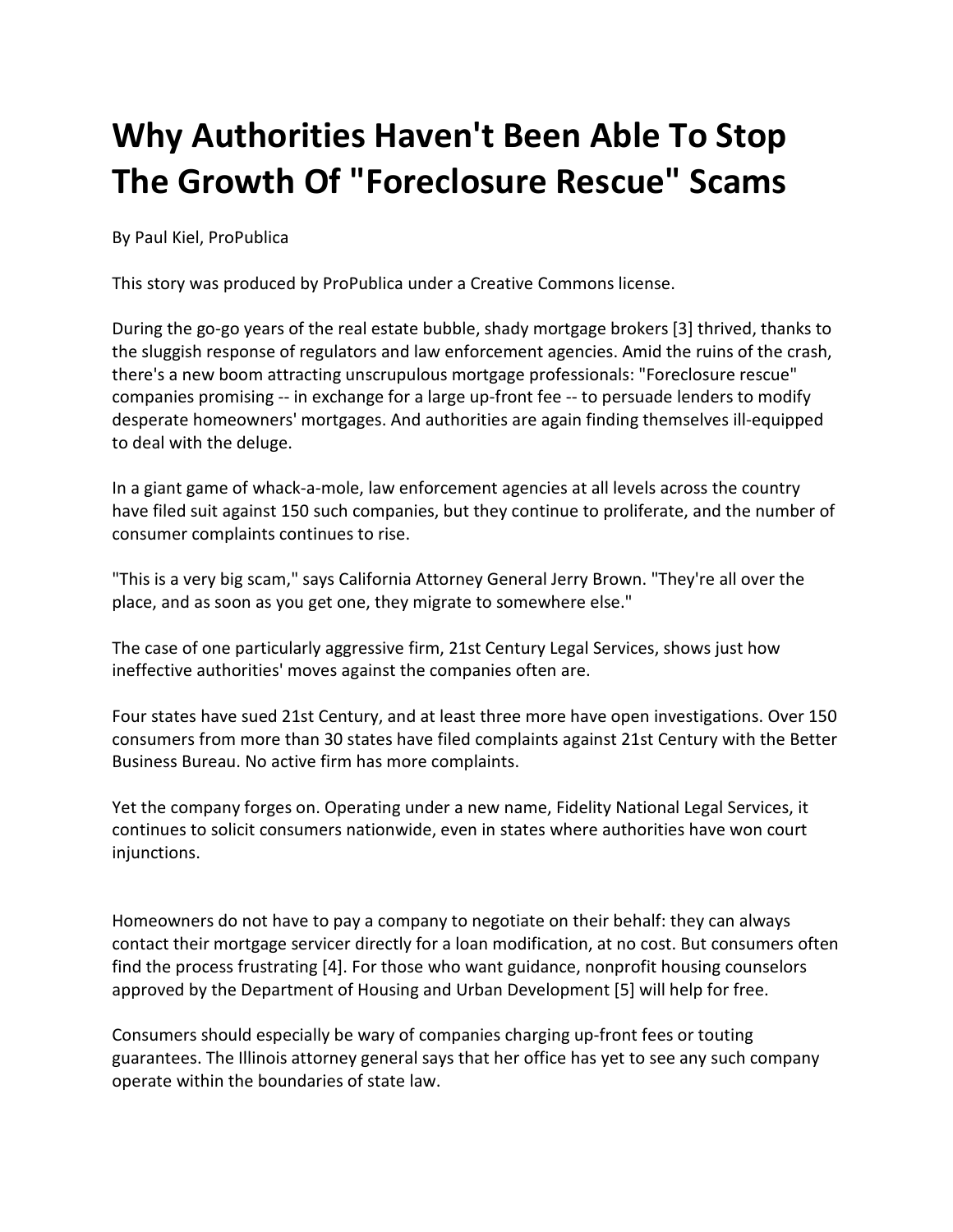# Why Authorities Haven't Been Able To Stop The Growth Of "Foreclosure Rescue" Scams

By Paul Kiel, ProPublica

This story was produced by ProPublica under a Creative Commons license.

During the go-go years of the real estate bubble, shady mortgage brokers [3] thrived, thanks to the sluggish response of regulators and law enforcement agencies. Amid the ruins of the crash, there's a new boom attracting unscrupulous mortgage professionals: "Foreclosure rescue" companies promising -- in exchange for a large up-front fee -- to persuade lenders to modify desperate homeowners' mortgages. And authorities are again finding themselves ill-equipped to deal with the deluge.

In a giant game of whack-a-mole, law enforcement agencies at all levels across the country have filed suit against 150 such companies, but they continue to proliferate, and the number of consumer complaints continues to rise.

"This is a very big scam," says California Attorney General Jerry Brown. "They're all over the place, and as soon as you get one, they migrate to somewhere else."

The case of one particularly aggressive firm, 21st Century Legal Services, shows just how ineffective authorities' moves against the companies often are.

Four states have sued 21st Century, and at least three more have open investigations. Over 150 consumers from more than 30 states have filed complaints against 21st Century with the Better Business Bureau. No active firm has more complaints.

Yet the company forges on. Operating under a new name, Fidelity National Legal Services, it continues to solicit consumers nationwide, even in states where authorities have won court injunctions.

Homeowners do not have to pay a company to negotiate on their behalf: they can always contact their mortgage servicer directly for a loan modification, at no cost. But consumers often find the process frustrating [4]. For those who want guidance, nonprofit housing counselors approved by the Department of Housing and Urban Development [5] will help for free.

Consumers should especially be wary of companies charging up-front fees or touting guarantees. The Illinois attorney general says that her office has yet to see any such company operate within the boundaries of state law.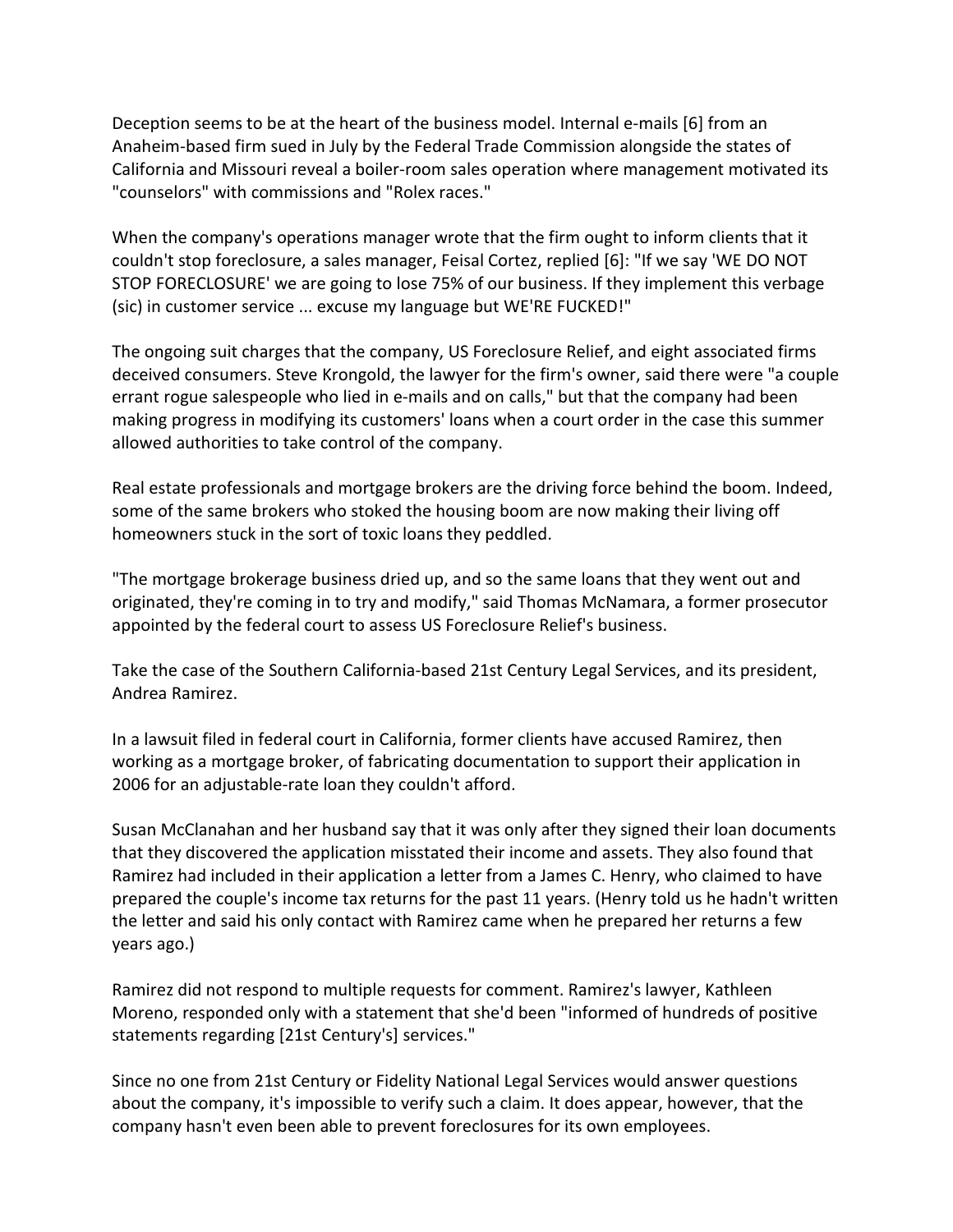Deception seems to be at the heart of the business model. Internal e-mails [6] from an Anaheim-based firm sued in July by the Federal Trade Commission alongside the states of California and Missouri reveal a boiler-room sales operation where management motivated its "counselors" with commissions and "Rolex races."

When the company's operations manager wrote that the firm ought to inform clients that it couldn't stop foreclosure, a sales manager, Feisal Cortez, replied [6]: "If we say 'WE DO NOT STOP FORECLOSURE' we are going to lose 75% of our business. If they implement this verbage (sic) in customer service ... excuse my language but WE'RE FUCKED!"

The ongoing suit charges that the company, US Foreclosure Relief, and eight associated firms deceived consumers. Steve Krongold, the lawyer for the firm's owner, said there were "a couple errant rogue salespeople who lied in e-mails and on calls," but that the company had been making progress in modifying its customers' loans when a court order in the case this summer allowed authorities to take control of the company.

Real estate professionals and mortgage brokers are the driving force behind the boom. Indeed, some of the same brokers who stoked the housing boom are now making their living off homeowners stuck in the sort of toxic loans they peddled.

"The mortgage brokerage business dried up, and so the same loans that they went out and originated, they're coming in to try and modify," said Thomas McNamara, a former prosecutor appointed by the federal court to assess US Foreclosure Relief's business.

Take the case of the Southern California-based 21st Century Legal Services, and its president, Andrea Ramirez.

In a lawsuit filed in federal court in California, former clients have accused Ramirez, then working as a mortgage broker, of fabricating documentation to support their application in 2006 for an adjustable-rate loan they couldn't afford.

Susan McClanahan and her husband say that it was only after they signed their loan documents that they discovered the application misstated their income and assets. They also found that Ramirez had included in their application a letter from a James C. Henry, who claimed to have prepared the couple's income tax returns for the past 11 years. (Henry told us he hadn't written the letter and said his only contact with Ramirez came when he prepared her returns a few years ago.)

Ramirez did not respond to multiple requests for comment. Ramirez's lawyer, Kathleen Moreno, responded only with a statement that she'd been "informed of hundreds of positive statements regarding [21st Century's] services."

Since no one from 21st Century or Fidelity National Legal Services would answer questions about the company, it's impossible to verify such a claim. It does appear, however, that the company hasn't even been able to prevent foreclosures for its own employees.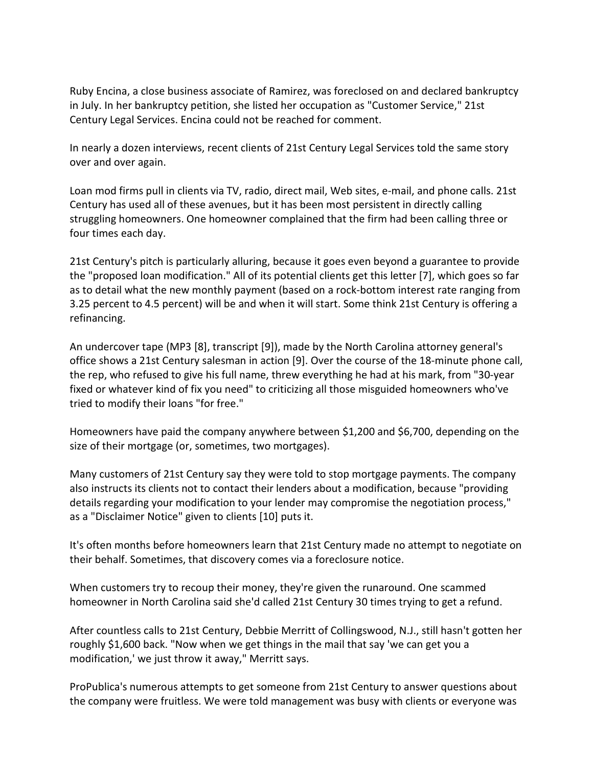Ruby Encina, a close business associate of Ramirez, was foreclosed on and declared bankruptcy in July. In her bankruptcy petition, she listed her occupation as "Customer Service," 21st Century Legal Services. Encina could not be reached for comment.

In nearly a dozen interviews, recent clients of 21st Century Legal Services told the same story over and over again.

Loan mod firms pull in clients via TV, radio, direct mail, Web sites, e-mail, and phone calls. 21st Century has used all of these avenues, but it has been most persistent in directly calling struggling homeowners. One homeowner complained that the firm had been calling three or four times each day.

21st Century's pitch is particularly alluring, because it goes even beyond a guarantee to provide the "proposed loan modification." All of its potential clients get this letter [7], which goes so far as to detail what the new monthly payment (based on a rock-bottom interest rate ranging from 3.25 percent to 4.5 percent) will be and when it will start. Some think 21st Century is offering a refinancing.

An undercover tape (MP3 [8], transcript [9]), made by the North Carolina attorney general's office shows a 21st Century salesman in action [9]. Over the course of the 18-minute phone call, the rep, who refused to give his full name, threw everything he had at his mark, from "30-year fixed or whatever kind of fix you need" to criticizing all those misguided homeowners who've tried to modify their loans "for free."

Homeowners have paid the company anywhere between $1,200 and $6,700, depending on the size of their mortgage (or, sometimes, two mortgages).

Many customers of 21st Century say they were told to stop mortgage payments. The company also instructs its clients not to contact their lenders about a modification, because "providing details regarding your modification to your lender may compromise the negotiation process," as a "Disclaimer Notice" given to clients [10] puts it.

It's often months before homeowners learn that 21st Century made no attempt to negotiate on their behalf. Sometimes, that discovery comes via a foreclosure notice.

When customers try to recoup their money, they're given the runaround. One scammed homeowner in North Carolina said she'd called 21st Century 30 times trying to get a refund.

After countless calls to 21st Century, Debbie Merritt of Collingswood, N.J., still hasn't gotten her roughly $1,600 back. "Now when we get things in the mail that say 'we can get you a modification,' we just throw it away," Merritt says.

ProPublica's numerous attempts to get someone from 21st Century to answer questions about the company were fruitless. We were told management was busy with clients or everyone was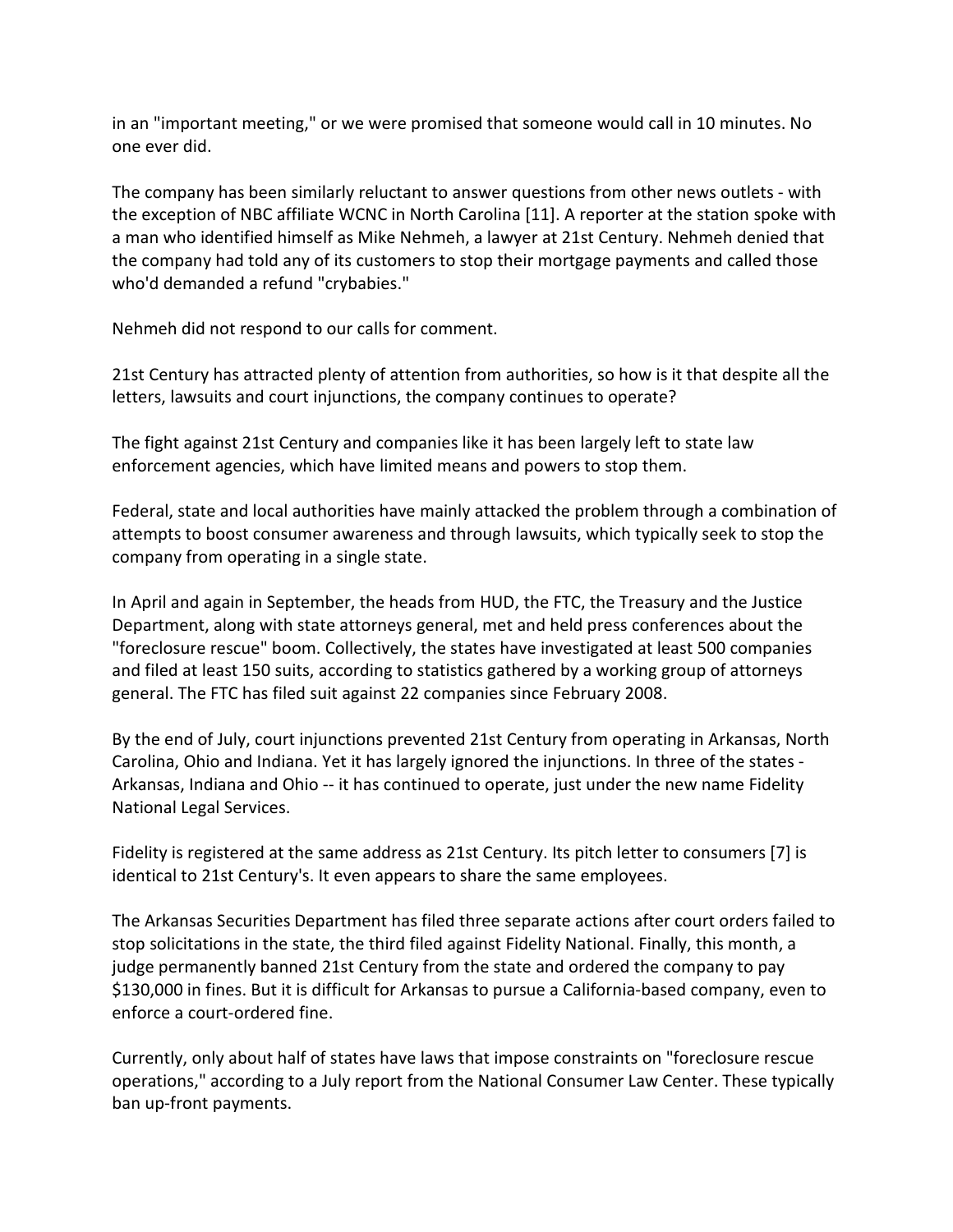in an "important meeting," or we were promised that someone would call in 10 minutes. No one ever did.

The company has been similarly reluctant to answer questions from other news outlets - with the exception of NBC affiliate WCNC in North Carolina [11]. A reporter at the station spoke with a man who identified himself as Mike Nehmeh, a lawyer at 21st Century. Nehmeh denied that the company had told any of its customers to stop their mortgage payments and called those who'd demanded a refund "crybabies."

Nehmeh did not respond to our calls for comment.

21st Century has attracted plenty of attention from authorities, so how is it that despite all the letters, lawsuits and court injunctions, the company continues to operate?

The fight against 21st Century and companies like it has been largely left to state law enforcement agencies, which have limited means and powers to stop them.

Federal, state and local authorities have mainly attacked the problem through a combination of attempts to boost consumer awareness and through lawsuits, which typically seek to stop the company from operating in a single state.

In April and again in September, the heads from HUD, the FTC, the Treasury and the Justice Department, along with state attorneys general, met and held press conferences about the "foreclosure rescue" boom. Collectively, the states have investigated at least 500 companies and filed at least 150 suits, according to statistics gathered by a working group of attorneys general. The FTC has filed suit against 22 companies since February 2008.

By the end of July, court injunctions prevented 21st Century from operating in Arkansas, North Carolina, Ohio and Indiana. Yet it has largely ignored the injunctions. In three of the states - Arkansas, Indiana and Ohio -- it has continued to operate, just under the new name Fidelity National Legal Services.

Fidelity is registered at the same address as 21st Century. Its pitch letter to consumers [7] is identical to 21st Century's. It even appears to share the same employees.

The Arkansas Securities Department has filed three separate actions after court orders failed to stop solicitations in the state, the third filed against Fidelity National. Finally, this month, a judge permanently banned 21st Century from the state and ordered the company to pay $130,000 in fines. But it is difficult for Arkansas to pursue a California-based company, even to enforce a court-ordered fine.

Currently, only about half of states have laws that impose constraints on "foreclosure rescue operations," according to a July report from the National Consumer Law Center. These typically ban up-front payments.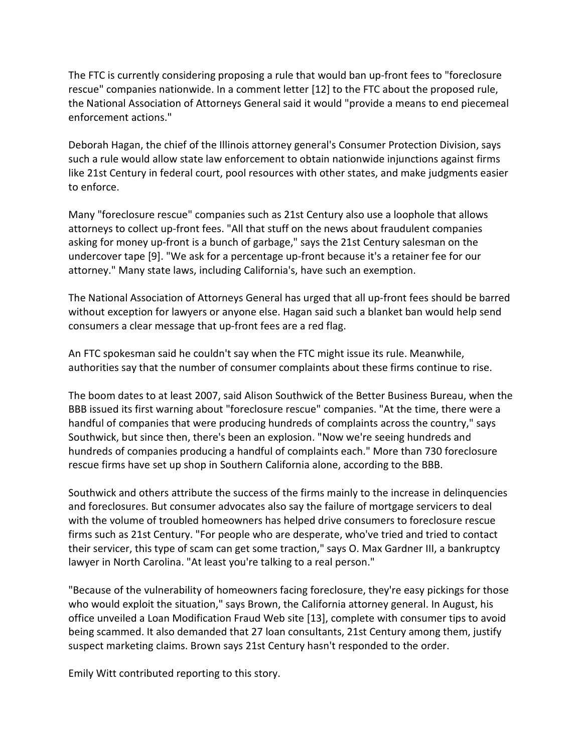The FTC is currently considering proposing a rule that would ban up-front fees to "foreclosure rescue" companies nationwide. In a comment letter [12] to the FTC about the proposed rule, the National Association of Attorneys General said it would "provide a means to end piecemeal enforcement actions."

Deborah Hagan, the chief of the Illinois attorney general's Consumer Protection Division, says such a rule would allow state law enforcement to obtain nationwide injunctions against firms like 21st Century in federal court, pool resources with other states, and make judgments easier to enforce.

Many "foreclosure rescue" companies such as 21st Century also use a loophole that allows attorneys to collect up-front fees. "All that stuff on the news about fraudulent companies asking for money up-front is a bunch of garbage," says the 21st Century salesman on the undercover tape [9]. "We ask for a percentage up-front because it's a retainer fee for our attorney." Many state laws, including California's, have such an exemption.

The National Association of Attorneys General has urged that all up-front fees should be barred without exception for lawyers or anyone else. Hagan said such a blanket ban would help send consumers a clear message that up-front fees are a red flag.

An FTC spokesman said he couldn't say when the FTC might issue its rule. Meanwhile, authorities say that the number of consumer complaints about these firms continue to rise.

The boom dates to at least 2007, said Alison Southwick of the Better Business Bureau, when the BBB issued its first warning about "foreclosure rescue" companies. "At the time, there were a handful of companies that were producing hundreds of complaints across the country," says Southwick, but since then, there's been an explosion. "Now we're seeing hundreds and hundreds of companies producing a handful of complaints each." More than 730 foreclosure rescue firms have set up shop in Southern California alone, according to the BBB.

Southwick and others attribute the success of the firms mainly to the increase in delinquencies and foreclosures. But consumer advocates also say the failure of mortgage servicers to deal with the volume of troubled homeowners has helped drive consumers to foreclosure rescue firms such as 21st Century. "For people who are desperate, who've tried and tried to contact their servicer, this type of scam can get some traction," says O. Max Gardner III, a bankruptcy lawyer in North Carolina. "At least you're talking to a real person."

"Because of the vulnerability of homeowners facing foreclosure, they're easy pickings for those who would exploit the situation," says Brown, the California attorney general. In August, his office unveiled a Loan Modification Fraud Web site [13], complete with consumer tips to avoid being scammed. It also demanded that 27 loan consultants, 21st Century among them, justify suspect marketing claims. Brown says 21st Century hasn't responded to the order.

Emily Witt contributed reporting to this story.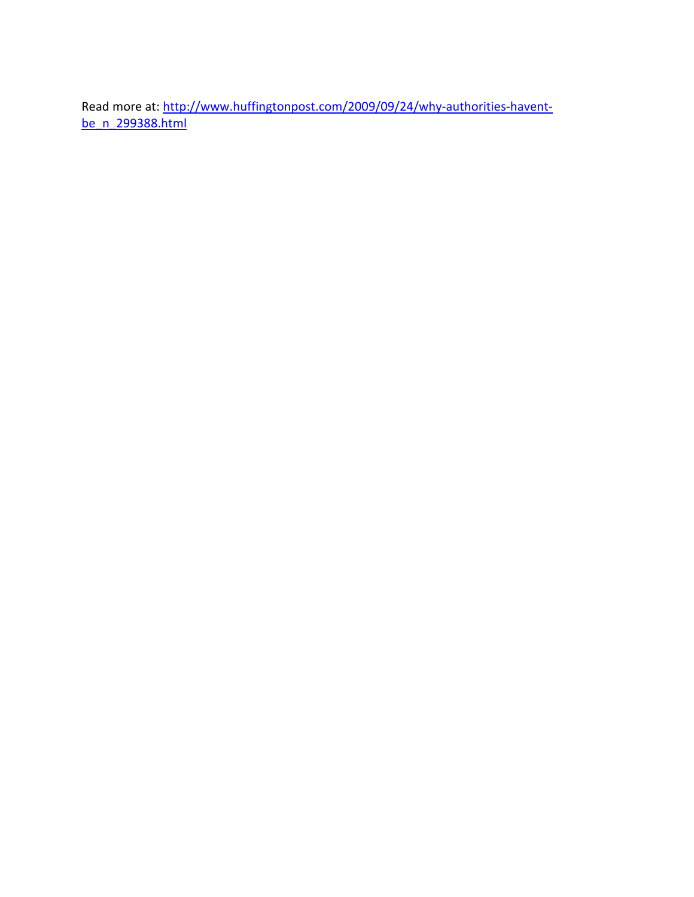Read more at: http://www.huffingtonpost.com/2009/09/24/why-authorities-havent-be_n_299388.html